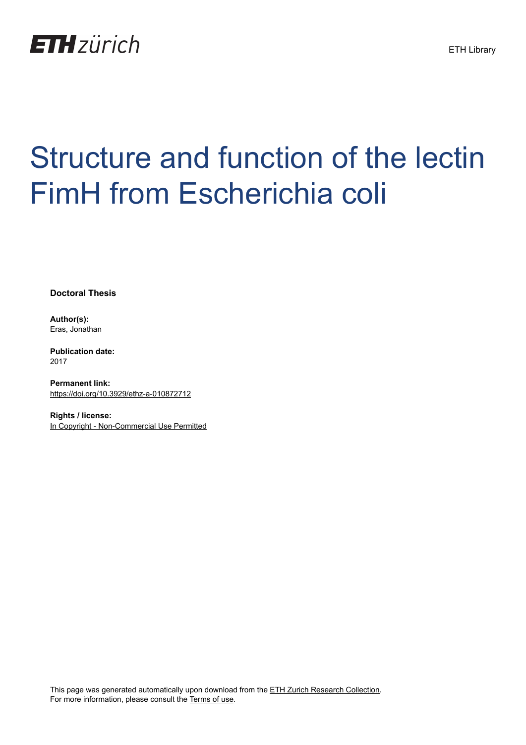ETH zürich

ETH Library

# Structure and function of the lectin FimH from Escherichia coli

**Doctoral Thesis**

**Author(s):**
Eras, Jonathan

**Publication date:**
2017

**Permanent link:**
https://doi.org/10.3929/ethz-a-010872712

**Rights / license:**
In Copyright - Non-Commercial Use Permitted

This page was generated automatically upon download from the ETH Zurich Research Collection.
For more information, please consult the Terms of use.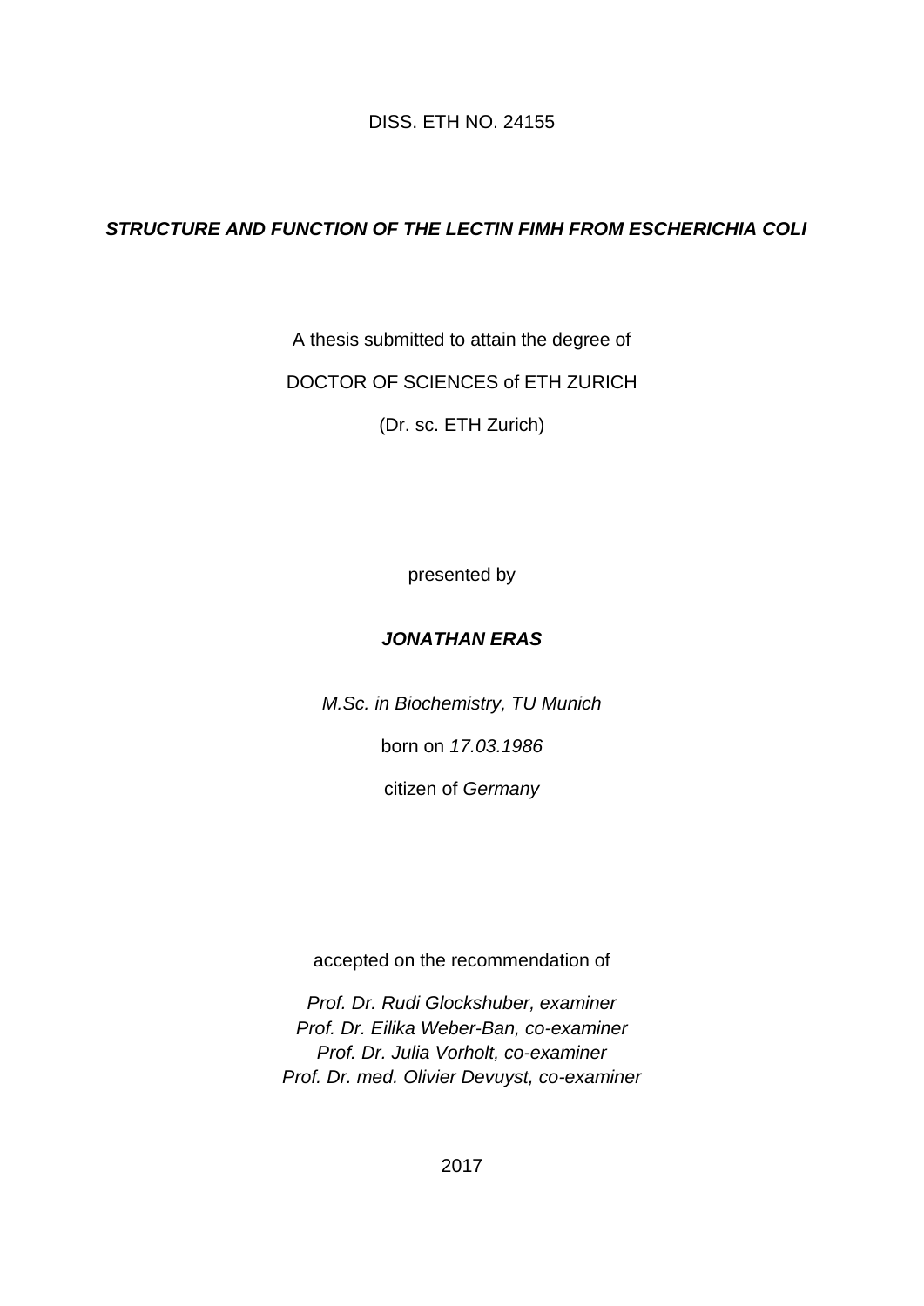DISS. ETH NO. 24155

# ***STRUCTURE AND FUNCTION OF THE LECTIN FIMH FROM ESCHERICHIA COLI***

A thesis submitted to attain the degree of

DOCTOR OF SCIENCES of ETH ZURICH

(Dr. sc. ETH Zurich)

presented by

***JONATHAN ERAS***

*M.Sc. in Biochemistry, TU Munich*

born on *17.03.1986*

citizen of *Germany*

accepted on the recommendation of

*Prof. Dr. Rudi Glockshuber, examiner*
*Prof. Dr. Eilika Weber-Ban, co-examiner*
*Prof. Dr. Julia Vorholt, co-examiner*
*Prof. Dr. med. Olivier Devuyst, co-examiner*

2017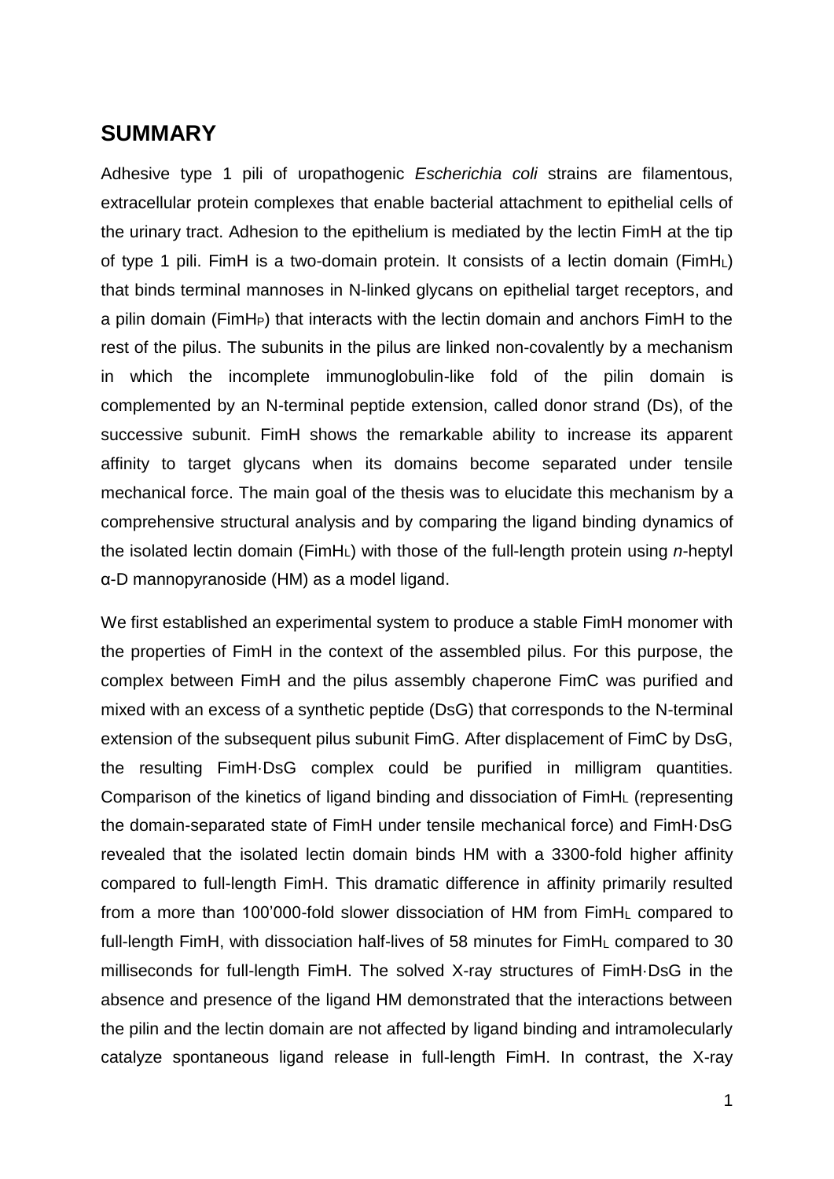## SUMMARY

Adhesive type 1 pili of uropathogenic *Escherichia coli* strains are filamentous, extracellular protein complexes that enable bacterial attachment to epithelial cells of the urinary tract. Adhesion to the epithelium is mediated by the lectin FimH at the tip of type 1 pili. FimH is a two-domain protein. It consists of a lectin domain ($FimH_L$) that binds terminal mannoses in N-linked glycans on epithelial target receptors, and a pilin domain ($FimH_P$) that interacts with the lectin domain and anchors FimH to the rest of the pilus. The subunits in the pilus are linked non-covalently by a mechanism in which the incomplete immunoglobulin-like fold of the pilin domain is complemented by an N-terminal peptide extension, called donor strand (Ds), of the successive subunit. FimH shows the remarkable ability to increase its apparent affinity to target glycans when its domains become separated under tensile mechanical force. The main goal of the thesis was to elucidate this mechanism by a comprehensive structural analysis and by comparing the ligand binding dynamics of the isolated lectin domain ($FimH_L$) with those of the full-length protein using *n*-heptyl α-D mannopyranoside (HM) as a model ligand.

We first established an experimental system to produce a stable FimH monomer with the properties of FimH in the context of the assembled pilus. For this purpose, the complex between FimH and the pilus assembly chaperone FimC was purified and mixed with an excess of a synthetic peptide (DsG) that corresponds to the N-terminal extension of the subsequent pilus subunit FimG. After displacement of FimC by DsG, the resulting FimH·DsG complex could be purified in milligram quantities. Comparison of the kinetics of ligand binding and dissociation of $FimH_L$ (representing the domain-separated state of FimH under tensile mechanical force) and FimH·DsG revealed that the isolated lectin domain binds HM with a 3300-fold higher affinity compared to full-length FimH. This dramatic difference in affinity primarily resulted from a more than 100'000-fold slower dissociation of HM from $FimH_L$ compared to full-length FimH, with dissociation half-lives of 58 minutes for $FimH_L$ compared to 30 milliseconds for full-length FimH. The solved X-ray structures of FimH·DsG in the absence and presence of the ligand HM demonstrated that the interactions between the pilin and the lectin domain are not affected by ligand binding and intramolecularly catalyze spontaneous ligand release in full-length FimH. In contrast, the X-ray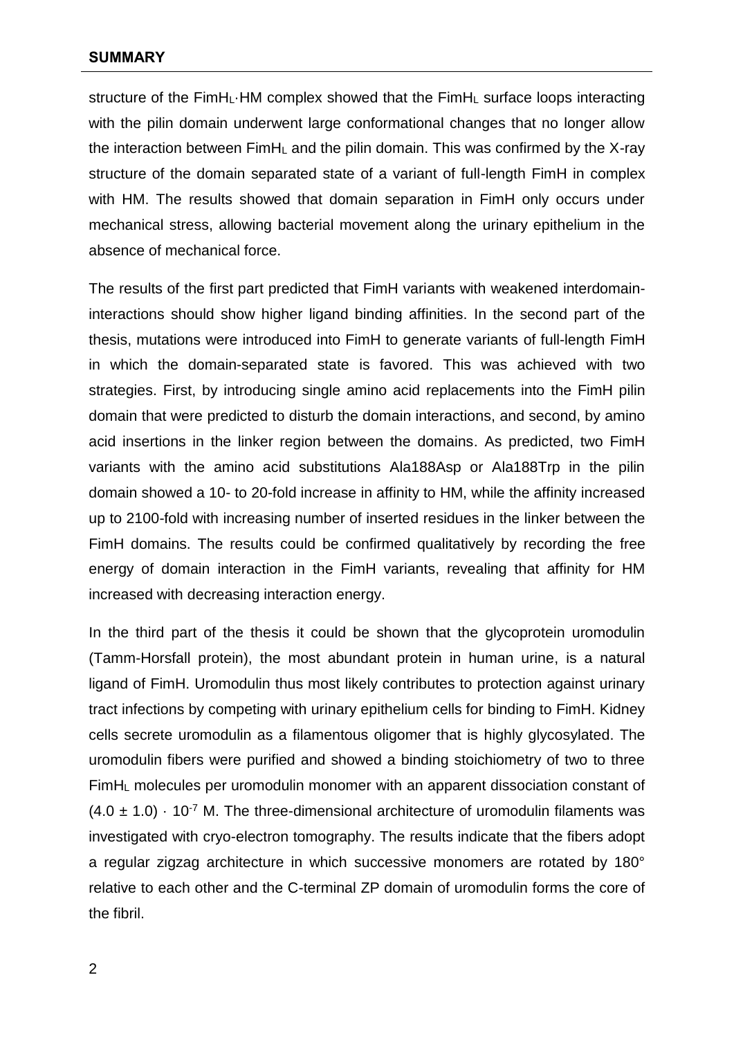structure of the $FimH_L \cdot HM$ complex showed that the $FimH_L$ surface loops interacting with the pilin domain underwent large conformational changes that no longer allow the interaction between $FimH_L$ and the pilin domain. This was confirmed by the X-ray structure of the domain separated state of a variant of full-length FimH in complex with HM. The results showed that domain separation in FimH only occurs under mechanical stress, allowing bacterial movement along the urinary epithelium in the absence of mechanical force.

The results of the first part predicted that FimH variants with weakened interdomain-interactions should show higher ligand binding affinities. In the second part of the thesis, mutations were introduced into FimH to generate variants of full-length FimH in which the domain-separated state is favored. This was achieved with two strategies. First, by introducing single amino acid replacements into the FimH pilin domain that were predicted to disturb the domain interactions, and second, by amino acid insertions in the linker region between the domains. As predicted, two FimH variants with the amino acid substitutions Ala188Asp or Ala188Trp in the pilin domain showed a 10- to 20-fold increase in affinity to HM, while the affinity increased up to 2100-fold with increasing number of inserted residues in the linker between the FimH domains. The results could be confirmed qualitatively by recording the free energy of domain interaction in the FimH variants, revealing that affinity for HM increased with decreasing interaction energy.

In the third part of the thesis it could be shown that the glycoprotein uromodulin (Tamm-Horsfall protein), the most abundant protein in human urine, is a natural ligand of FimH. Uromodulin thus most likely contributes to protection against urinary tract infections by competing with urinary epithelium cells for binding to FimH. Kidney cells secrete uromodulin as a filamentous oligomer that is highly glycosylated. The uromodulin fibers were purified and showed a binding stoichiometry of two to three $FimH_L$ molecules per uromodulin monomer with an apparent dissociation constant of $(4.0 \pm 1.0) \cdot 10^{-7}$ M. The three-dimensional architecture of uromodulin filaments was investigated with cryo-electron tomography. The results indicate that the fibers adopt a regular zigzag architecture in which successive monomers are rotated by 180° relative to each other and the C-terminal ZP domain of uromodulin forms the core of the fibril.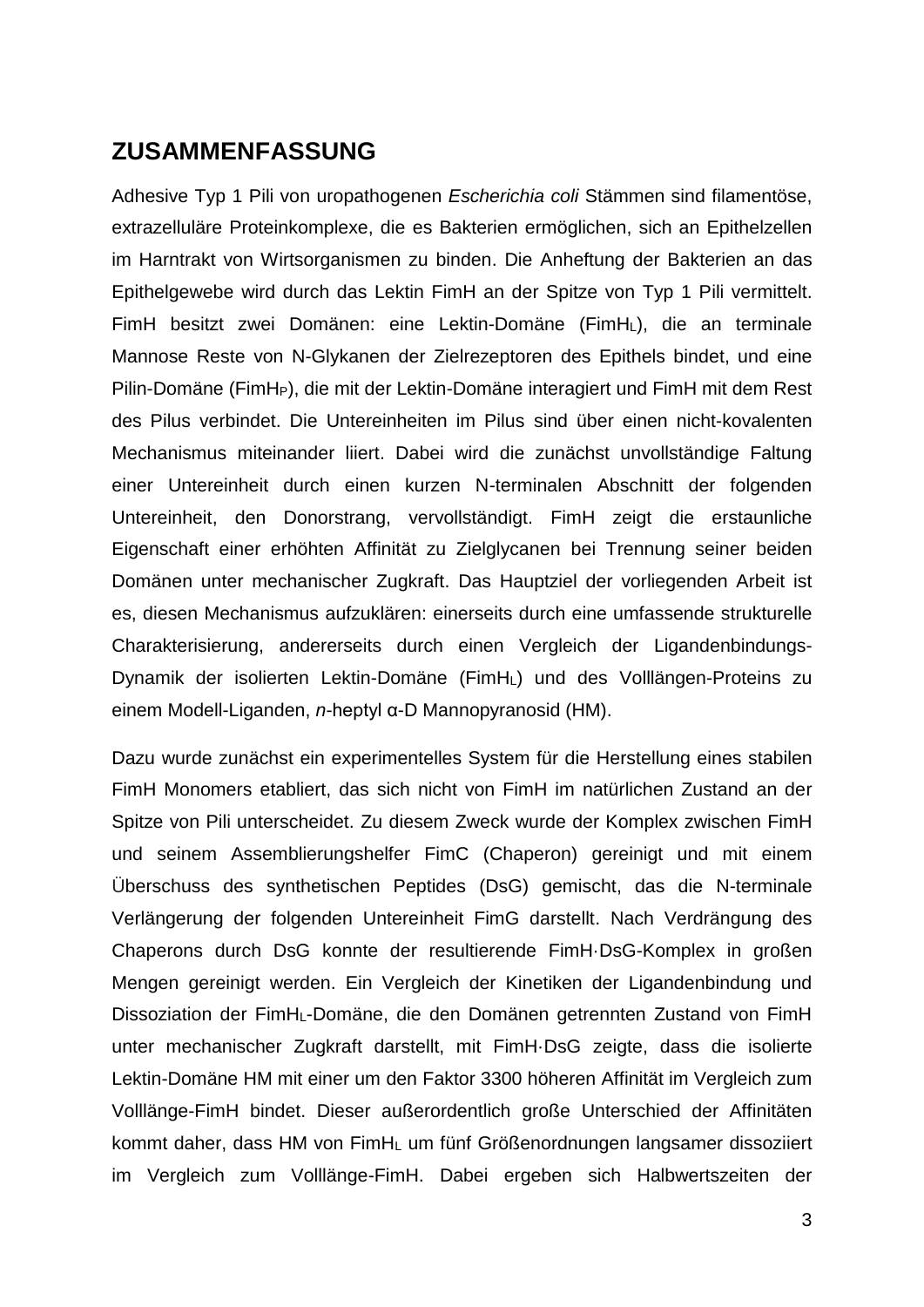## ZUSAMMENFASSUNG

Adhesive Typ 1 Pili von uropathogenen *Escherichia coli* Stämmen sind filamentöse, extrazelluläre Proteinkomplexe, die es Bakterien ermöglichen, sich an Epithelzellen im Harntrakt von Wirtsorganismen zu binden. Die Anheftung der Bakterien an das Epithelgewebe wird durch das Lektin FimH an der Spitze von Typ 1 Pili vermittelt. FimH besitzt zwei Domänen: eine Lektin-Domäne ($FimH_L$), die an terminale Mannose Reste von N-Glykanen der Zielrezeptoren des Epithels bindet, und eine Pilin-Domäne ($FimH_P$), die mit der Lektin-Domäne interagiert und FimH mit dem Rest des Pilus verbindet. Die Untereinheiten im Pilus sind über einen nicht-kovalenten Mechanismus miteinander liiert. Dabei wird die zunächst unvollständige Faltung einer Untereinheit durch einen kurzen N-terminalen Abschnitt der folgenden Untereinheit, den Donorstrang, vervollständigt. FimH zeigt die erstaunliche Eigenschaft einer erhöhten Affinität zu Zielglycanen bei Trennung seiner beiden Domänen unter mechanischer Zugkraft. Das Hauptziel der vorliegenden Arbeit ist es, diesen Mechanismus aufzuklären: einerseits durch eine umfassende strukturelle Charakterisierung, andererseits durch einen Vergleich der Ligandenbindungs-Dynamik der isolierten Lektin-Domäne ($FimH_L$) und des Volllängen-Proteins zu einem Modell-Liganden, *n*-heptyl α-D Mannopyranosid (HM).

Dazu wurde zunächst ein experimentelles System für die Herstellung eines stabilen FimH Monomers etabliert, das sich nicht von FimH im natürlichen Zustand an der Spitze von Pili unterscheidet. Zu diesem Zweck wurde der Komplex zwischen FimH und seinem Assemblierungshelfer FimC (Chaperon) gereinigt und mit einem Überschuss des synthetischen Peptides (DsG) gemischt, das die N-terminale Verlängerung der folgenden Untereinheit FimG darstellt. Nach Verdrängung des Chaperons durch DsG konnte der resultierende FimH·DsG-Komplex in großen Mengen gereinigt werden. Ein Vergleich der Kinetiken der Ligandenbindung und Dissoziation der $FimH_L$-Domäne, die den Domänen getrennten Zustand von FimH unter mechanischer Zugkraft darstellt, mit FimH·DsG zeigte, dass die isolierte Lektin-Domäne HM mit einer um den Faktor 3300 höheren Affinität im Vergleich zum Volllänge-FimH bindet. Dieser außerordentlich große Unterschied der Affinitäten kommt daher, dass HM von $FimH_L$ um fünf Größenordnungen langsamer dissoziiert im Vergleich zum Volllänge-FimH. Dabei ergeben sich Halbwertszeiten der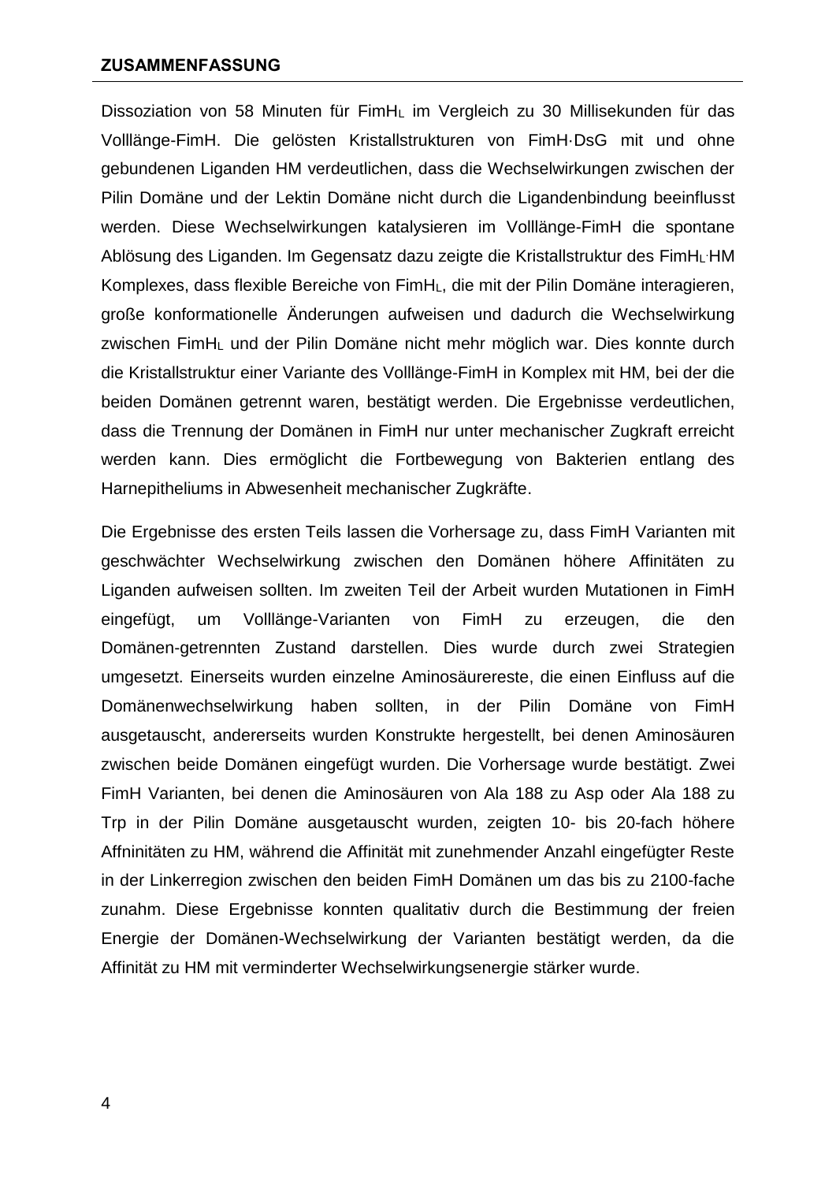Dissoziation von 58 Minuten für $FimH_L$ im Vergleich zu 30 Millisekunden für das Volllänge-FimH. Die gelösten Kristallstrukturen von FimH·DsG mit und ohne gebundenen Liganden HM verdeutlichen, dass die Wechselwirkungen zwischen der Pilin Domäne und der Lektin Domäne nicht durch die Ligandenbindung beeinflusst werden. Diese Wechselwirkungen katalysieren im Volllänge-FimH die spontane Ablösung des Liganden. Im Gegensatz dazu zeigte die Kristallstruktur des $FimH_L$·HM Komplexes, dass flexible Bereiche von $FimH_L$, die mit der Pilin Domäne interagieren, große konformationelle Änderungen aufweisen und dadurch die Wechselwirkung zwischen $FimH_L$ und der Pilin Domäne nicht mehr möglich war. Dies konnte durch die Kristallstruktur einer Variante des Volllänge-FimH in Komplex mit HM, bei der die beiden Domänen getrennt waren, bestätigt werden. Die Ergebnisse verdeutlichen, dass die Trennung der Domänen in FimH nur unter mechanischer Zugkraft erreicht werden kann. Dies ermöglicht die Fortbewegung von Bakterien entlang des Harnepitheliums in Abwesenheit mechanischer Zugkräfte.

Die Ergebnisse des ersten Teils lassen die Vorhersage zu, dass FimH Varianten mit geschwächter Wechselwirkung zwischen den Domänen höhere Affinitäten zu Liganden aufweisen sollten. Im zweiten Teil der Arbeit wurden Mutationen in FimH eingefügt, um Volllänge-Varianten von FimH zu erzeugen, die den Domänen-getrennten Zustand darstellen. Dies wurde durch zwei Strategien umgesetzt. Einerseits wurden einzelne Aminosäurereste, die einen Einfluss auf die Domänenwechselwirkung haben sollten, in der Pilin Domäne von FimH ausgetauscht, andererseits wurden Konstrukte hergestellt, bei denen Aminosäuren zwischen beide Domänen eingefügt wurden. Die Vorhersage wurde bestätigt. Zwei FimH Varianten, bei denen die Aminosäuren von Ala 188 zu Asp oder Ala 188 zu Trp in der Pilin Domäne ausgetauscht wurden, zeigten 10- bis 20-fach höhere Affninitäten zu HM, während die Affinität mit zunehmender Anzahl eingefügter Reste in der Linkerregion zwischen den beiden FimH Domänen um das bis zu 2100-fache zunahm. Diese Ergebnisse konnten qualitativ durch die Bestimmung der freien Energie der Domänen-Wechselwirkung der Varianten bestätigt werden, da die Affinität zu HM mit verminderter Wechselwirkungsenergie stärker wurde.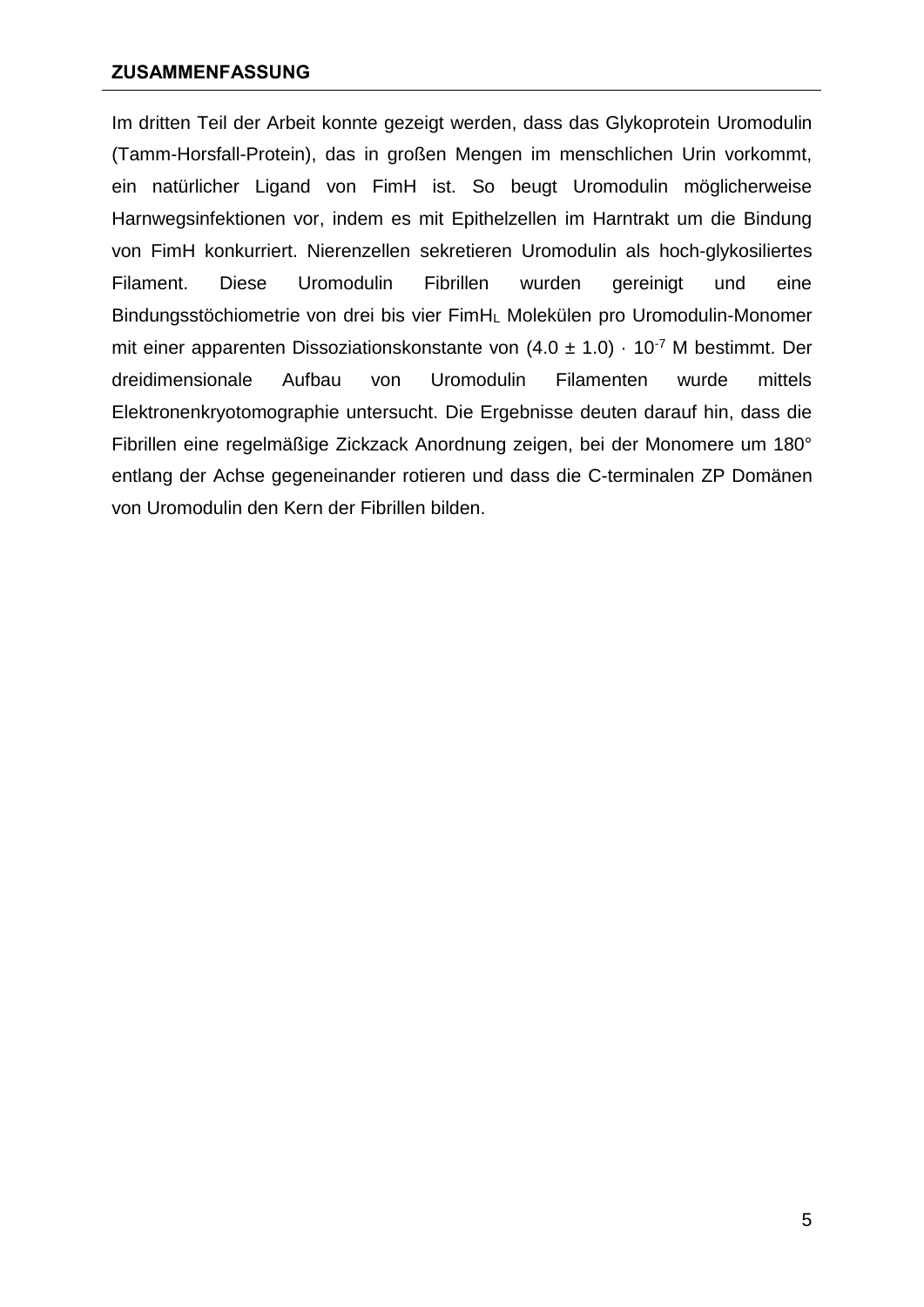## ZUSAMMENFASSUNG

Im dritten Teil der Arbeit konnte gezeigt werden, dass das Glykoprotein Uromodulin (Tamm-Horsfall-Protein), das in großen Mengen im menschlichen Urin vorkommt, ein natürlicher Ligand von FimH ist. So beugt Uromodulin möglicherweise Harnwegsinfektionen vor, indem es mit Epithelzellen im Harntrakt um die Bindung von FimH konkurriert. Nierenzellen sekretieren Uromodulin als hoch-glykosiliertes Filament. Diese Uromodulin Fibrillen wurden gereinigt und eine Bindungsstöchiometrie von drei bis vier $FimH_L$ Molekülen pro Uromodulin-Monomer mit einer apparenten Dissoziationskonstante von $(4.0 \pm 1.0) \cdot 10^{-7}$ M bestimmt. Der dreidimensionale Aufbau von Uromodulin Filamenten wurde mittels Elektronenkryotomographie untersucht. Die Ergebnisse deuten darauf hin, dass die Fibrillen eine regelmäßige Zickzack Anordnung zeigen, bei der Monomere um 180° entlang der Achse gegeneinander rotieren und dass die C-terminalen ZP Domänen von Uromodulin den Kern der Fibrillen bilden.